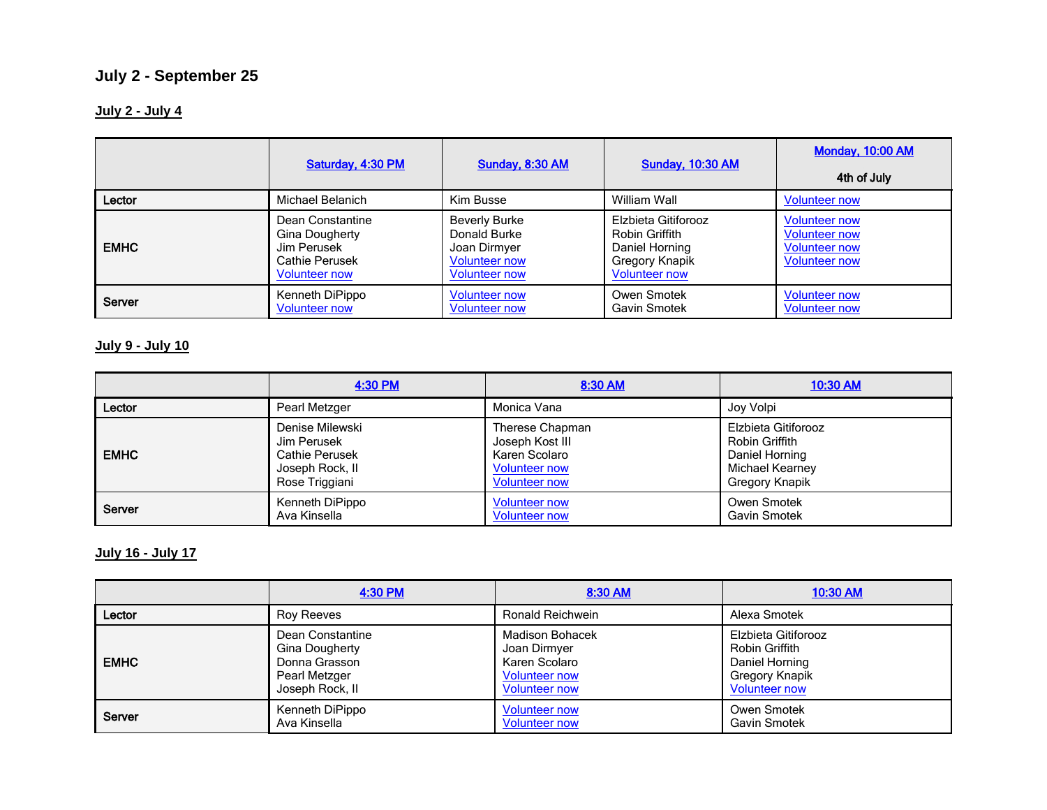## July 2 - September 25

### July 2 - July 4

| | Saturday, 4:30 PM | Sunday, 8:30 AM | Sunday, 10:30 AM | Monday, 10:00 AM<br>4th of July |
|---|---|---|---|---|
| **Lector** | Michael Belanich | Kim Busse | William Wall | Volunteer now |
| **EMHC** | Dean Constantine<br>Gina Dougherty<br>Jim Perusek<br>Cathie Perusek<br>Volunteer now | Beverly Burke<br>Donald Burke<br>Joan Dirmyer<br>Volunteer now<br>Volunteer now | Elzbieta Gitiforooz<br>Robin Griffith<br>Daniel Horning<br>Gregory Knapik<br>Volunteer now | Volunteer now<br>Volunteer now<br>Volunteer now<br>Volunteer now |
| **Server** | Kenneth DiPippo<br>Volunteer now | Volunteer now<br>Volunteer now | Owen Smotek<br>Gavin Smotek | Volunteer now<br>Volunteer now |

### July 9 - July 10

| | 4:30 PM | 8:30 AM | 10:30 AM |
|---|---|---|---|
| **Lector** | Pearl Metzger | Monica Vana | Joy Volpi |
| **EMHC** | Denise Milewski<br>Jim Perusek<br>Cathie Perusek<br>Joseph Rock, II<br>Rose Triggiani | Therese Chapman<br>Joseph Kost III<br>Karen Scolaro<br>Volunteer now<br>Volunteer now | Elzbieta Gitiforooz<br>Robin Griffith<br>Daniel Horning<br>Michael Kearney<br>Gregory Knapik |
| **Server** | Kenneth DiPippo<br>Ava Kinsella | Volunteer now<br>Volunteer now | Owen Smotek<br>Gavin Smotek |

### July 16 - July 17

| | 4:30 PM | 8:30 AM | 10:30 AM |
|---|---|---|---|
| **Lector** | Roy Reeves | Ronald Reichwein | Alexa Smotek |
| **EMHC** | Dean Constantine<br>Gina Dougherty<br>Donna Grasson<br>Pearl Metzger<br>Joseph Rock, II | Madison Bohacek<br>Joan Dirmyer<br>Karen Scolaro<br>Volunteer now<br>Volunteer now | Elzbieta Gitiforooz<br>Robin Griffith<br>Daniel Horning<br>Gregory Knapik<br>Volunteer now |
| **Server** | Kenneth DiPippo<br>Ava Kinsella | Volunteer now<br>Volunteer now | Owen Smotek<br>Gavin Smotek |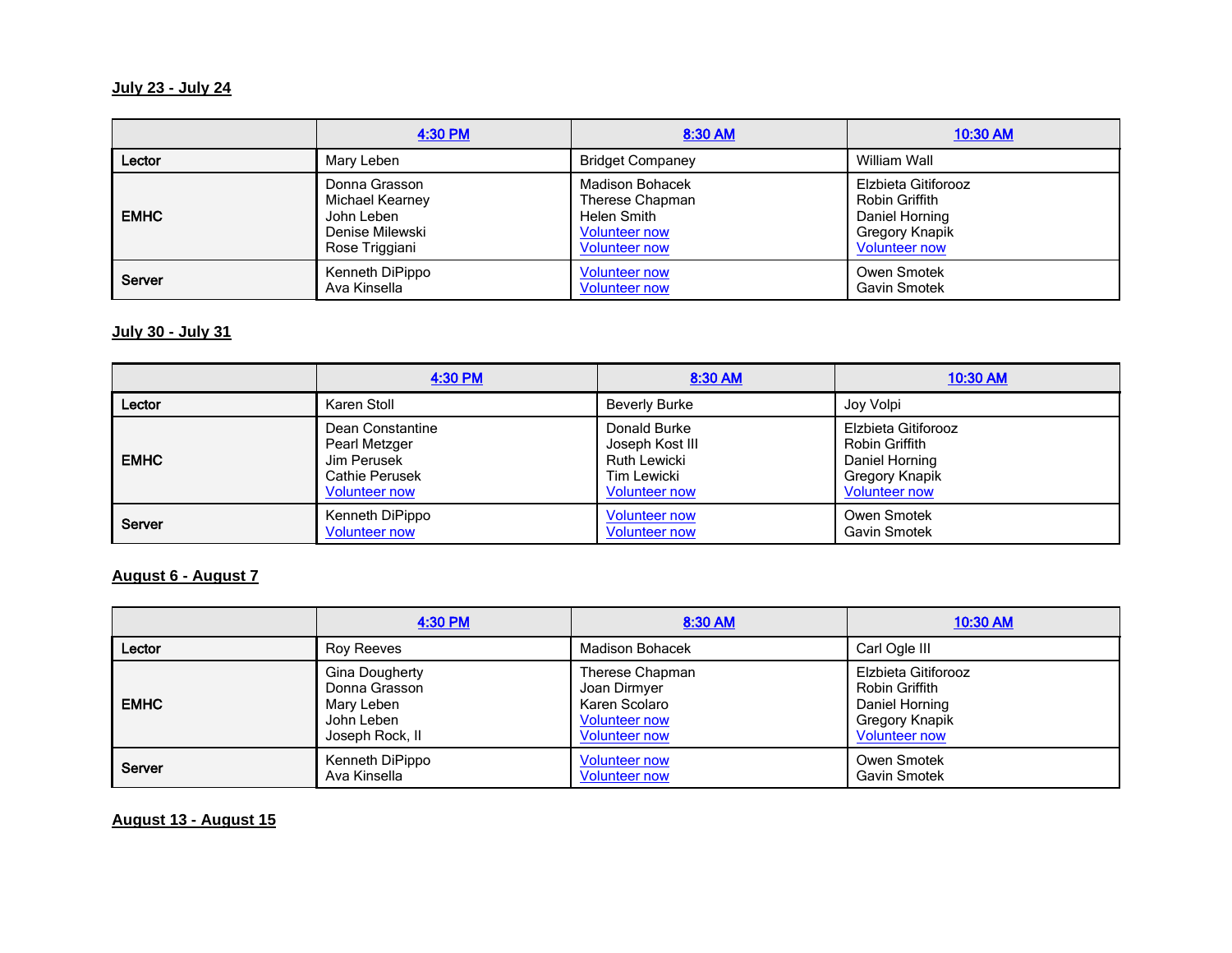**July 23 - July 24**

| | 4:30 PM | 8:30 AM | 10:30 AM |
|---|---|---|---|
| Lector | Mary Leben | Bridget Companey | William Wall |
| EMHC | Donna Grasson<br>Michael Kearney<br>John Leben<br>Denise Milewski<br>Rose Triggiani | Madison Bohacek<br>Therese Chapman<br>Helen Smith<br>Volunteer now<br>Volunteer now | Elzbieta Gitiforooz<br>Robin Griffith<br>Daniel Horning<br>Gregory Knapik<br>Volunteer now |
| Server | Kenneth DiPippo<br>Ava Kinsella | Volunteer now<br>Volunteer now | Owen Smotek<br>Gavin Smotek |

**July 30 - July 31**

| | 4:30 PM | 8:30 AM | 10:30 AM |
|---|---|---|---|
| Lector | Karen Stoll | Beverly Burke | Joy Volpi |
| EMHC | Dean Constantine<br>Pearl Metzger<br>Jim Perusek<br>Cathie Perusek<br>Volunteer now | Donald Burke<br>Joseph Kost III<br>Ruth Lewicki<br>Tim Lewicki<br>Volunteer now | Elzbieta Gitiforooz<br>Robin Griffith<br>Daniel Horning<br>Gregory Knapik<br>Volunteer now |
| Server | Kenneth DiPippo<br>Volunteer now | Volunteer now<br>Volunteer now | Owen Smotek<br>Gavin Smotek |

**August 6 - August 7**

| | 4:30 PM | 8:30 AM | 10:30 AM |
|---|---|---|---|
| Lector | Roy Reeves | Madison Bohacek | Carl Ogle III |
| EMHC | Gina Dougherty<br>Donna Grasson<br>Mary Leben<br>John Leben<br>Joseph Rock, II | Therese Chapman<br>Joan Dirmyer<br>Karen Scolaro<br>Volunteer now<br>Volunteer now | Elzbieta Gitiforooz<br>Robin Griffith<br>Daniel Horning<br>Gregory Knapik<br>Volunteer now |
| Server | Kenneth DiPippo<br>Ava Kinsella | Volunteer now<br>Volunteer now | Owen Smotek<br>Gavin Smotek |

**August 13 - August 15**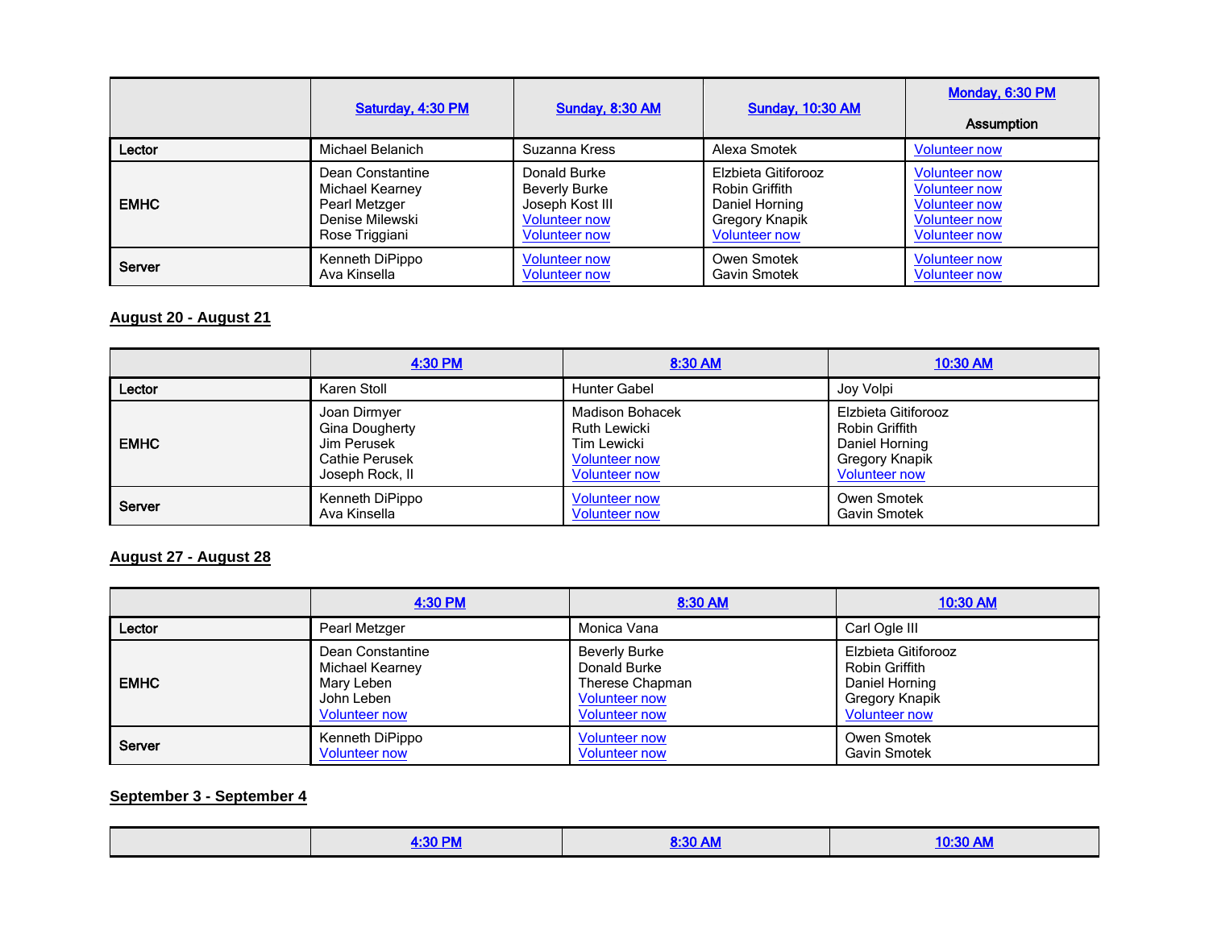| | Saturday, 4:30 PM | Sunday, 8:30 AM | Sunday, 10:30 AM | Monday, 6:30 PM<br><br>Assumption |
|---|---|---|---|---|
| **Lector** | Michael Belanich | Suzanna Kress | Alexa Smotek | Volunteer now |
| **EMHC** | Dean Constantine<br>Michael Kearney<br>Pearl Metzger<br>Denise Milewski<br>Rose Triggiani | Donald Burke<br>Beverly Burke<br>Joseph Kost III<br>Volunteer now<br>Volunteer now | Elzbieta Gitiforooz<br>Robin Griffith<br>Daniel Horning<br>Gregory Knapik<br>Volunteer now | Volunteer now<br>Volunteer now<br>Volunteer now<br>Volunteer now<br>Volunteer now |
| **Server** | Kenneth DiPippo<br>Ava Kinsella | Volunteer now<br>Volunteer now | Owen Smotek<br>Gavin Smotek | Volunteer now<br>Volunteer now |

**August 20 - August 21**

| | 4:30 PM | 8:30 AM | 10:30 AM |
|---|---|---|---|
| **Lector** | Karen Stoll | Hunter Gabel | Joy Volpi |
| **EMHC** | Joan Dirmyer<br>Gina Dougherty<br>Jim Perusek<br>Cathie Perusek<br>Joseph Rock, II | Madison Bohacek<br>Ruth Lewicki<br>Tim Lewicki<br>Volunteer now<br>Volunteer now | Elzbieta Gitiforooz<br>Robin Griffith<br>Daniel Horning<br>Gregory Knapik<br>Volunteer now |
| **Server** | Kenneth DiPippo<br>Ava Kinsella | Volunteer now<br>Volunteer now | Owen Smotek<br>Gavin Smotek |

**August 27 - August 28**

| | 4:30 PM | 8:30 AM | 10:30 AM |
|---|---|---|---|
| **Lector** | Pearl Metzger | Monica Vana | Carl Ogle III |
| **EMHC** | Dean Constantine<br>Michael Kearney<br>Mary Leben<br>John Leben<br>Volunteer now | Beverly Burke<br>Donald Burke<br>Therese Chapman<br>Volunteer now<br>Volunteer now | Elzbieta Gitiforooz<br>Robin Griffith<br>Daniel Horning<br>Gregory Knapik<br>Volunteer now |
| **Server** | Kenneth DiPippo<br>Volunteer now | Volunteer now<br>Volunteer now | Owen Smotek<br>Gavin Smotek |

**September 3 - September 4**

| | 4:30 PM | 8:30 AM | 10:30 AM |
|---|---|---|---|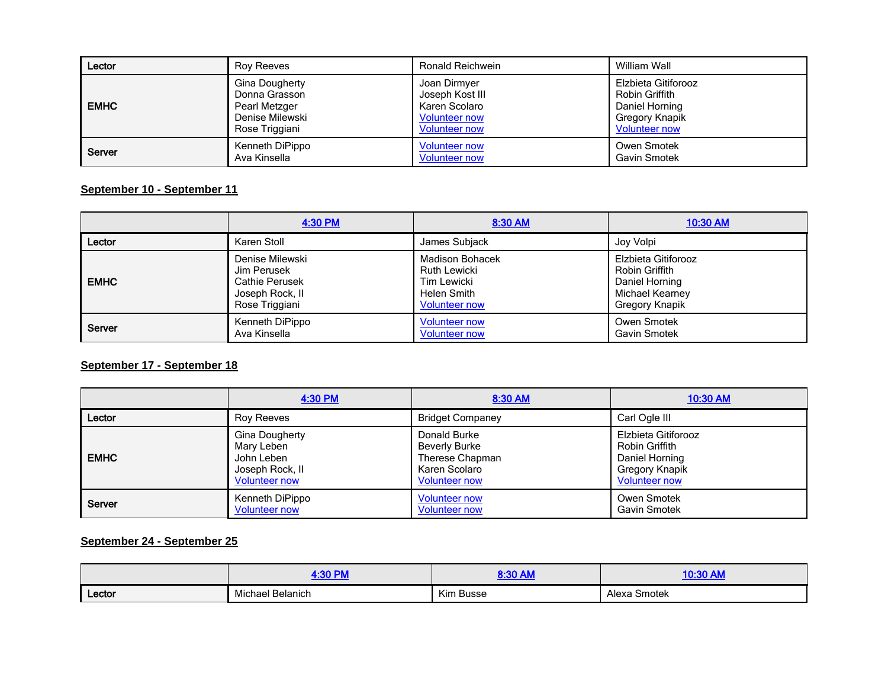| | | | |
|---|---|---|---|
| **Lector** | Roy Reeves | Ronald Reichwein | William Wall |
| **EMHC** | Gina Dougherty<br>Donna Grasson<br>Pearl Metzger<br>Denise Milewski<br>Rose Triggiani | Joan Dirmyer<br>Joseph Kost III<br>Karen Scolaro<br>Volunteer now<br>Volunteer now | Elzbieta Gitiforooz<br>Robin Griffith<br>Daniel Horning<br>Gregory Knapik<br>Volunteer now |
| **Server** | Kenneth DiPippo<br>Ava Kinsella | Volunteer now<br>Volunteer now | Owen Smotek<br>Gavin Smotek |

**September 10 - September 11**

| | 4:30 PM | 8:30 AM | 10:30 AM |
|---|---|---|---|
| **Lector** | Karen Stoll | James Subjack | Joy Volpi |
| **EMHC** | Denise Milewski<br>Jim Perusek<br>Cathie Perusek<br>Joseph Rock, II<br>Rose Triggiani | Madison Bohacek<br>Ruth Lewicki<br>Tim Lewicki<br>Helen Smith<br>Volunteer now | Elzbieta Gitiforooz<br>Robin Griffith<br>Daniel Horning<br>Michael Kearney<br>Gregory Knapik |
| **Server** | Kenneth DiPippo<br>Ava Kinsella | Volunteer now<br>Volunteer now | Owen Smotek<br>Gavin Smotek |

**September 17 - September 18**

| | 4:30 PM | 8:30 AM | 10:30 AM |
|---|---|---|---|
| **Lector** | Roy Reeves | Bridget Companey | Carl Ogle III |
| **EMHC** | Gina Dougherty<br>Mary Leben<br>John Leben<br>Joseph Rock, II<br>Volunteer now | Donald Burke<br>Beverly Burke<br>Therese Chapman<br>Karen Scolaro<br>Volunteer now | Elzbieta Gitiforooz<br>Robin Griffith<br>Daniel Horning<br>Gregory Knapik<br>Volunteer now |
| **Server** | Kenneth DiPippo<br>Volunteer now | Volunteer now<br>Volunteer now | Owen Smotek<br>Gavin Smotek |

**September 24 - September 25**

| | 4:30 PM | 8:30 AM | 10:30 AM |
|---|---|---|---|
| **Lector** | Michael Belanich | Kim Busse | Alexa Smotek |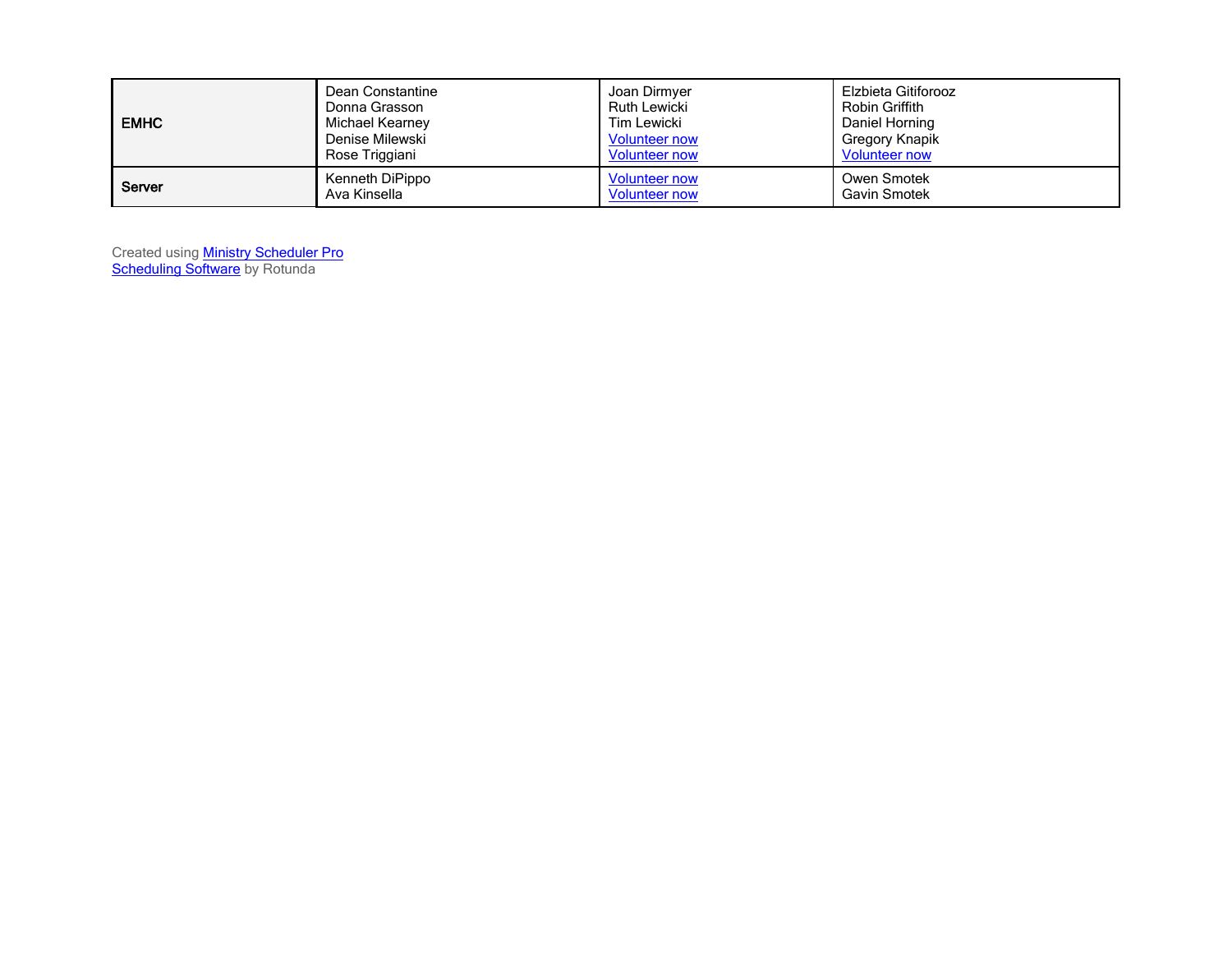| | | | |
|---|---|---|---|
| **EMHC** | Dean Constantine<br>Donna Grasson<br>Michael Kearney<br>Denise Milewski<br>Rose Triggiani | Joan Dirmyer<br>Ruth Lewicki<br>Tim Lewicki<br>Volunteer now<br>Volunteer now | Elzbieta Gitiforooz<br>Robin Griffith<br>Daniel Horning<br>Gregory Knapik<br>Volunteer now |
| **Server** | Kenneth DiPippo<br>Ava Kinsella | Volunteer now<br>Volunteer now | Owen Smotek<br>Gavin Smotek |

Created using Ministry Scheduler Pro
Scheduling Software by Rotunda